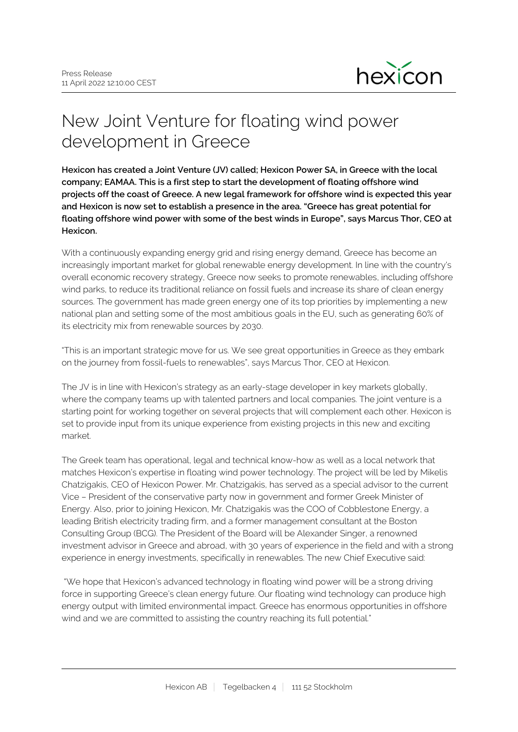Press Release
11 April 2022 12:10:00 CEST

# New Joint Venture for floating wind power development in Greece

**Hexicon has created a Joint Venture (JV) called; Hexicon Power SA, in Greece with the local company; EAMAA. This is a first step to start the development of floating offshore wind projects off the coast of Greece. A new legal framework for offshore wind is expected this year and Hexicon is now set to establish a presence in the area. "Greece has great potential for floating offshore wind power with some of the best winds in Europe", says Marcus Thor, CEO at Hexicon.**

With a continuously expanding energy grid and rising energy demand, Greece has become an increasingly important market for global renewable energy development. In line with the country's overall economic recovery strategy, Greece now seeks to promote renewables, including offshore wind parks, to reduce its traditional reliance on fossil fuels and increase its share of clean energy sources. The government has made green energy one of its top priorities by implementing a new national plan and setting some of the most ambitious goals in the EU, such as generating 60% of its electricity mix from renewable sources by 2030.

"This is an important strategic move for us. We see great opportunities in Greece as they embark on the journey from fossil-fuels to renewables", says Marcus Thor, CEO at Hexicon.

The JV is in line with Hexicon's strategy as an early-stage developer in key markets globally, where the company teams up with talented partners and local companies. The joint venture is a starting point for working together on several projects that will complement each other. Hexicon is set to provide input from its unique experience from existing projects in this new and exciting market.

The Greek team has operational, legal and technical know-how as well as a local network that matches Hexicon's expertise in floating wind power technology. The project will be led by Mikelis Chatzigakis, CEO of Hexicon Power. Mr. Chatzigakis, has served as a special advisor to the current Vice – President of the conservative party now in government and former Greek Minister of Energy. Also, prior to joining Hexicon, Mr. Chatzigakis was the COO of Cobblestone Energy, a leading British electricity trading firm, and a former management consultant at the Boston Consulting Group (BCG). The President of the Board will be Alexander Singer, a renowned investment advisor in Greece and abroad, with 30 years of experience in the field and with a strong experience in energy investments, specifically in renewables. The new Chief Executive said:

"We hope that Hexicon's advanced technology in floating wind power will be a strong driving force in supporting Greece's clean energy future. Our floating wind technology can produce high energy output with limited environmental impact. Greece has enormous opportunities in offshore wind and we are committed to assisting the country reaching its full potential."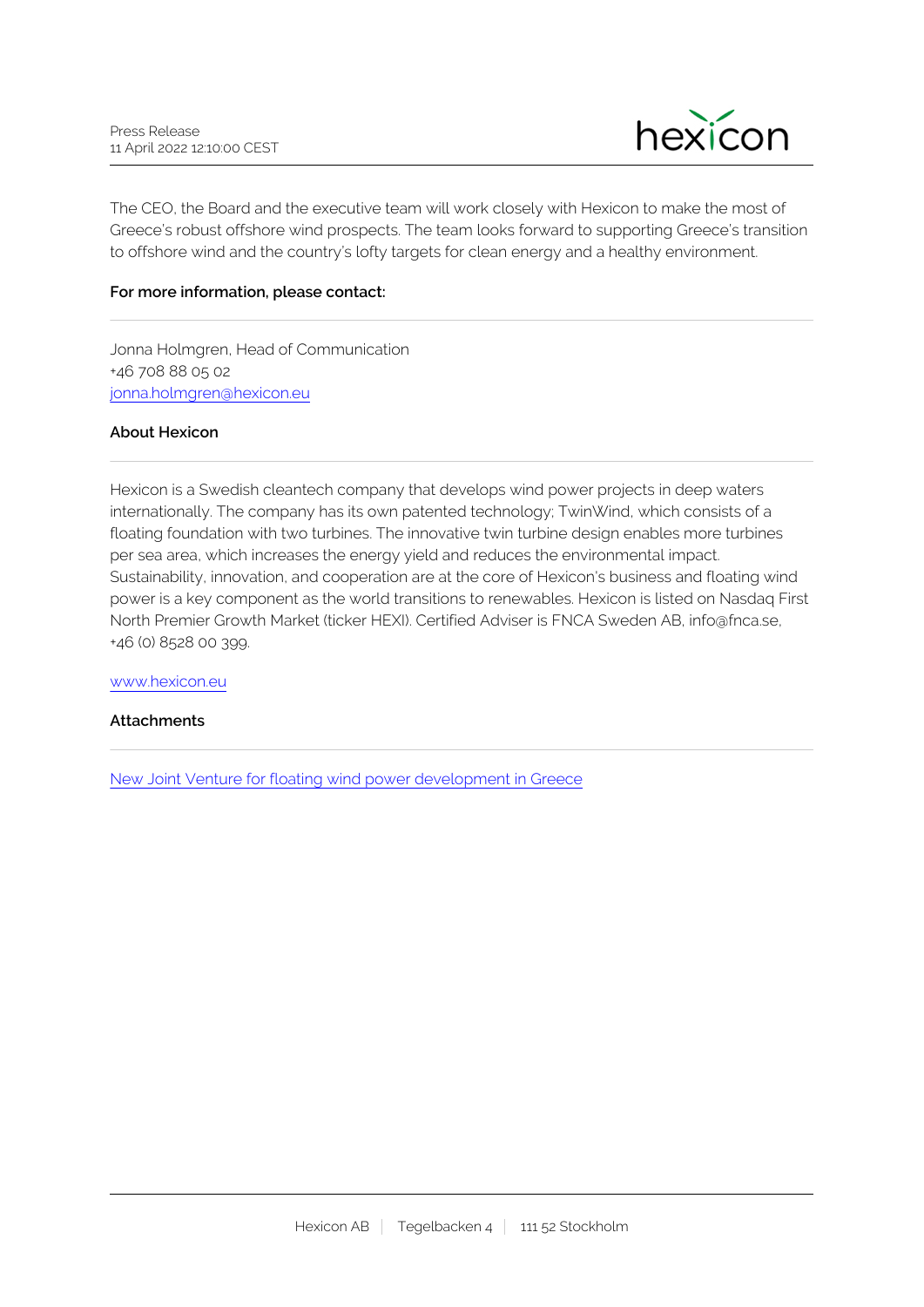The CEO, the Board and the executive team will work closely with Hexicon to make the most of Greece's robust offshore wind prospects. The team looks forward to supporting Greece's transition to offshore wind and the country's lofty targets for clean energy and a healthy environment.

**For more information, please contact:**

Jonna Holmgren, Head of Communication
+46 708 88 05 02
jonna.holmgren@hexicon.eu

**About Hexicon**

Hexicon is a Swedish cleantech company that develops wind power projects in deep waters internationally. The company has its own patented technology; TwinWind, which consists of a floating foundation with two turbines. The innovative twin turbine design enables more turbines per sea area, which increases the energy yield and reduces the environmental impact. Sustainability, innovation, and cooperation are at the core of Hexicon's business and floating wind power is a key component as the world transitions to renewables. Hexicon is listed on Nasdaq First North Premier Growth Market (ticker HEXI). Certified Adviser is FNCA Sweden AB, info@fnca.se, +46 (0) 8528 00 399.

www.hexicon.eu

**Attachments**

New Joint Venture for floating wind power development in Greece